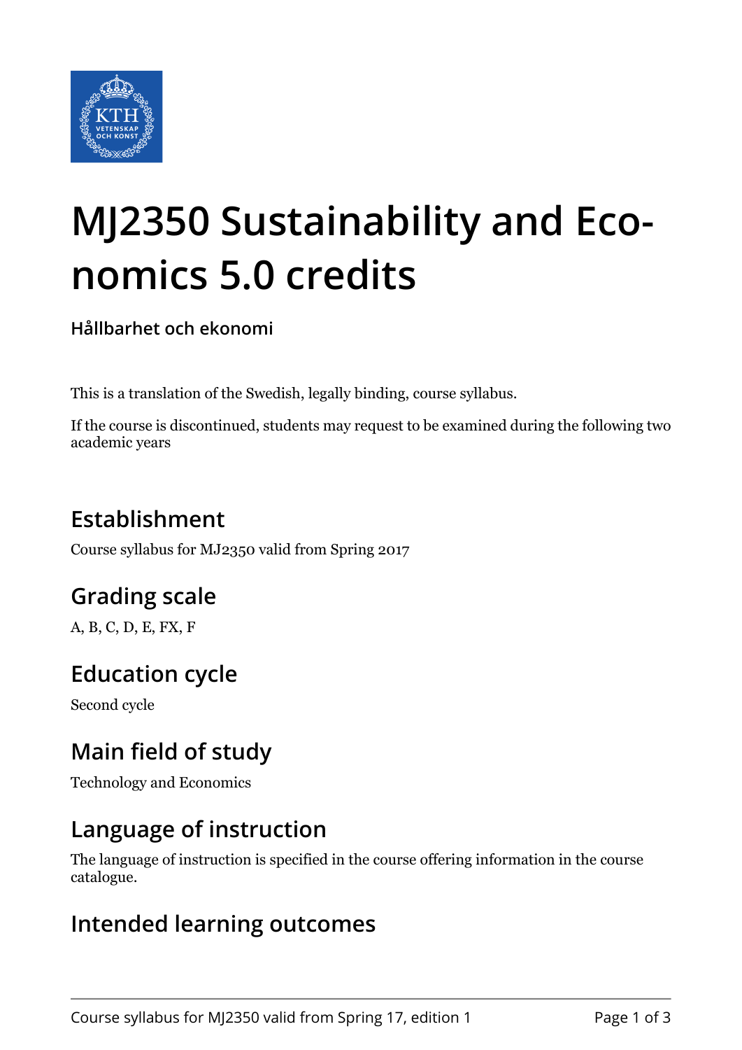# MJ2350 Sustainability and Economics 5.0 credits

**Hållbarhet och ekonomi**

This is a translation of the Swedish, legally binding, course syllabus.

If the course is discontinued, students may request to be examined during the following two academic years

## Establishment

Course syllabus for MJ2350 valid from Spring 2017

## Grading scale

A, B, C, D, E, FX, F

## Education cycle

Second cycle

## Main field of study

Technology and Economics

## Language of instruction

The language of instruction is specified in the course offering information in the course catalogue.

## Intended learning outcomes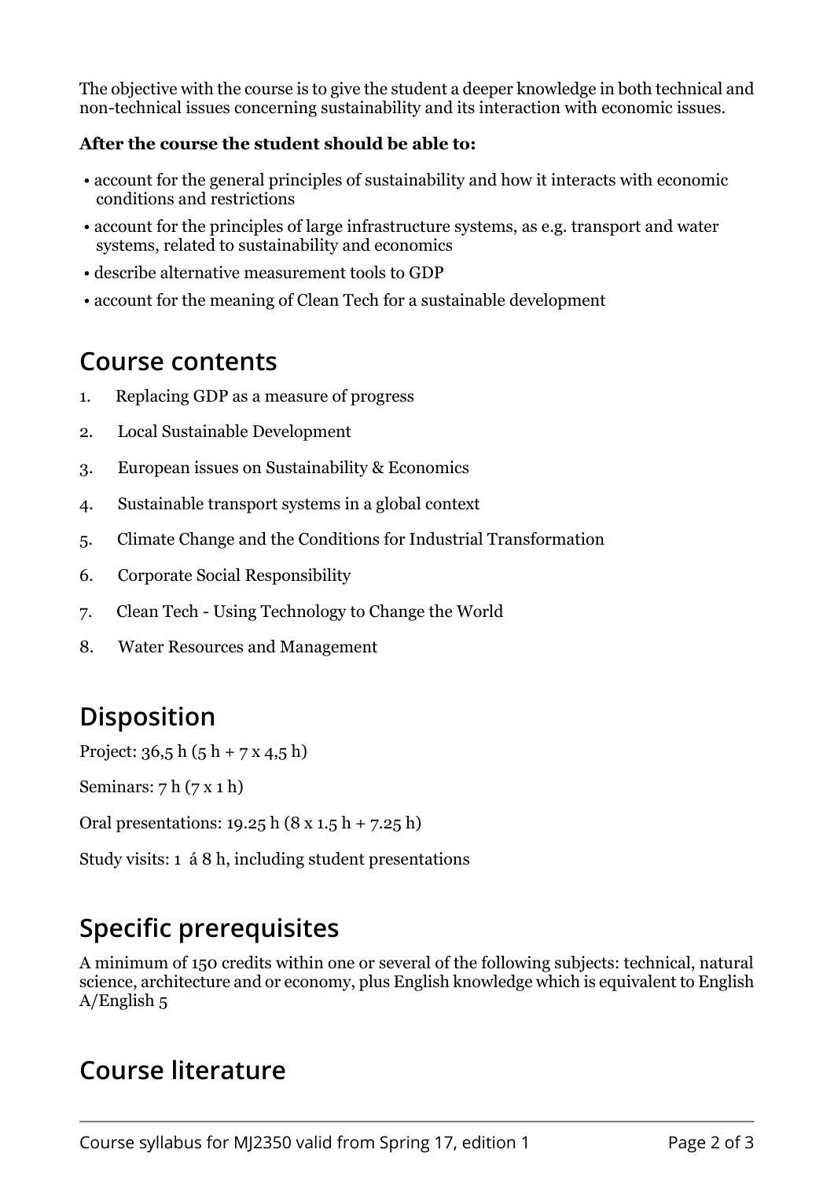The objective with the course is to give the student a deeper knowledge in both technical and non-technical issues concerning sustainability and its interaction with economic issues.

**After the course the student should be able to:**

- account for the general principles of sustainability and how it interacts with economic conditions and restrictions
- account for the principles of large infrastructure systems, as e.g. transport and water systems, related to sustainability and economics
- describe alternative measurement tools to GDP
- account for the meaning of Clean Tech for a sustainable development

## Course contents

1. Replacing GDP as a measure of progress
2. Local Sustainable Development
3. European issues on Sustainability & Economics
4. Sustainable transport systems in a global context
5. Climate Change and the Conditions for Industrial Transformation
6. Corporate Social Responsibility
7. Clean Tech - Using Technology to Change the World
8. Water Resources and Management

## Disposition

Project: 36,5 h (5 h + 7 x 4,5 h)

Seminars: 7 h (7 x 1 h)

Oral presentations: 19.25 h (8 x 1.5 h + 7.25 h)

Study visits: 1 á 8 h, including student presentations

## Specific prerequisites

A minimum of 150 credits within one or several of the following subjects: technical, natural science, architecture and or economy, plus English knowledge which is equivalent to English A/English 5

## Course literature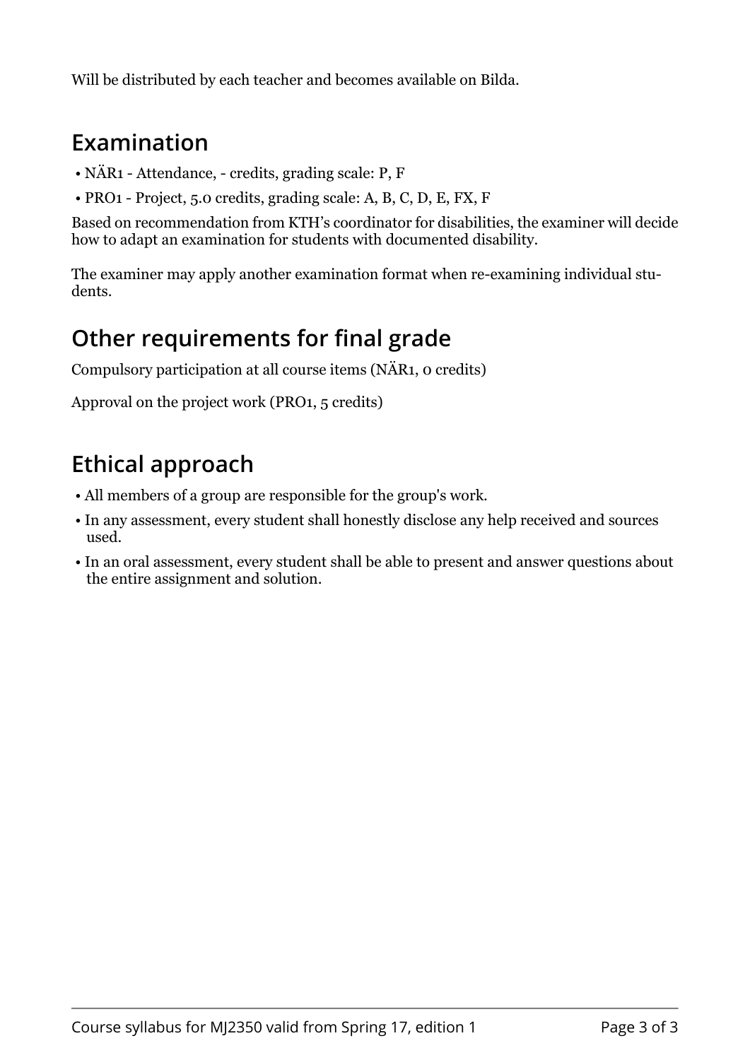Will be distributed by each teacher and becomes available on Bilda.

## Examination

- NÄR1 - Attendance, - credits, grading scale: P, F
- PRO1 - Project, 5.0 credits, grading scale: A, B, C, D, E, FX, F

Based on recommendation from KTH's coordinator for disabilities, the examiner will decide how to adapt an examination for students with documented disability.

The examiner may apply another examination format when re-examining individual students.

## Other requirements for final grade

Compulsory participation at all course items (NÄR1, 0 credits)

Approval on the project work (PRO1, 5 credits)

## Ethical approach

- All members of a group are responsible for the group's work.
- In any assessment, every student shall honestly disclose any help received and sources used.
- In an oral assessment, every student shall be able to present and answer questions about the entire assignment and solution.